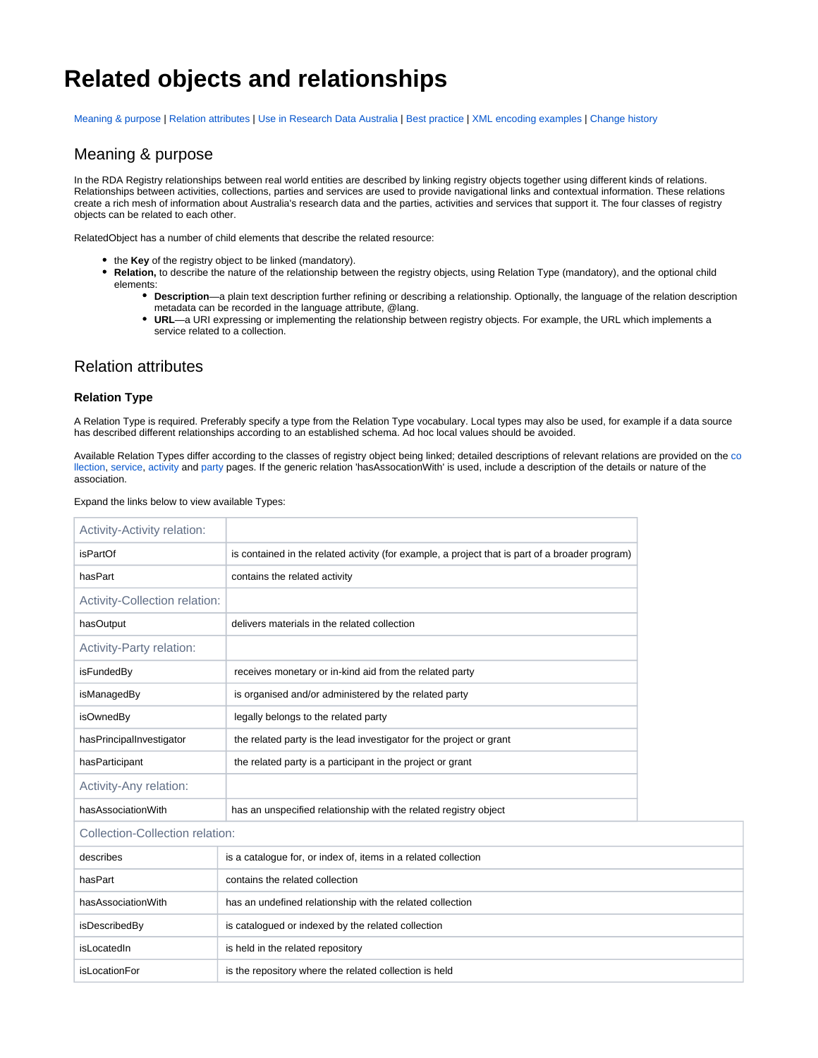# Related objects and relationships

Meaning & purpose | Relation attributes | Use in Research Data Australia | Best practice | XML encoding examples | Change history

## Meaning & purpose

In the RDA Registry relationships between real world entities are described by linking registry objects together using different kinds of relations. Relationships between activities, collections, parties and services are used to provide navigational links and contextual information. These relations create a rich mesh of information about Australia's research data and the parties, activities and services that support it. The four classes of registry objects can be related to each other.

RelatedObject has a number of child elements that describe the related resource:

- the **Key** of the registry object to be linked (mandatory).
- **Relation,** to describe the nature of the relationship between the registry objects, using Relation Type (mandatory), and the optional child elements:
    - **Description**—a plain text description further refining or describing a relationship. Optionally, the language of the relation description metadata can be recorded in the language attribute, @lang.
    - **URL**—a URI expressing or implementing the relationship between registry objects. For example, the URL which implements a service related to a collection.

## Relation attributes

### Relation Type

A Relation Type is required. Preferably specify a type from the Relation Type vocabulary. Local types may also be used, for example if a data source has described different relationships according to an established schema. Ad hoc local values should be avoided.

Available Relation Types differ according to the classes of registry object being linked; detailed descriptions of relevant relations are provided on the collection, service, activity and party pages. If the generic relation 'hasAssocationWith' is used, include a description of the details or nature of the association.

Expand the links below to view available Types:

| Activity-Activity relation: | |
|---|---|
| isPartOf | is contained in the related activity (for example, a project that is part of a broader program) |
| hasPart | contains the related activity |
| **Activity-Collection relation:** | |
| hasOutput | delivers materials in the related collection |
| **Activity-Party relation:** | |
| isFundedBy | receives monetary or in-kind aid from the related party |
| isManagedBy | is organised and/or administered by the related party |
| isOwnedBy | legally belongs to the related party |
| hasPrincipalInvestigator | the related party is the lead investigator for the project or grant |
| hasParticipant | the related party is a participant in the project or grant |
| **Activity-Any relation:** | |
| hasAssociationWith | has an unspecified relationship with the related registry object |

| Collection-Collection relation: | |
|---|---|
| describes | is a catalogue for, or index of, items in a related collection |
| hasPart | contains the related collection |
| hasAssociationWith | has an undefined relationship with the related collection |
| isDescribedBy | is catalogued or indexed by the related collection |
| isLocatedIn | is held in the related repository |
| isLocationFor | is the repository where the related collection is held |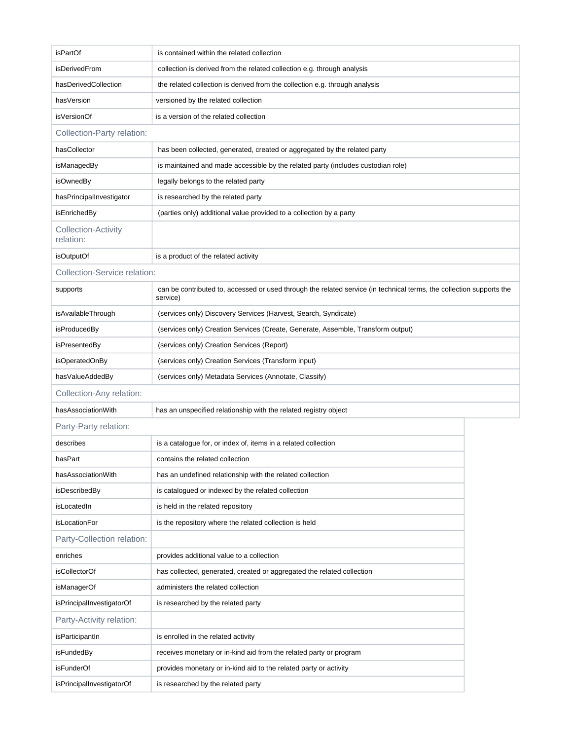| | |
|---|---|
| isPartOf | is contained within the related collection |
| isDerivedFrom | collection is derived from the related collection e.g. through analysis |
| hasDerivedCollection | the related collection is derived from the collection e.g. through analysis |
| hasVersion | versioned by the related collection |
| isVersionOf | is a version of the related collection |
| Collection-Party relation: | |
| hasCollector | has been collected, generated, created or aggregated by the related party |
| isManagedBy | is maintained and made accessible by the related party (includes custodian role) |
| isOwnedBy | legally belongs to the related party |
| hasPrincipalInvestigator | is researched by the related party |
| isEnrichedBy | (parties only) additional value provided to a collection by a party |
| Collection-Activity relation: | |
| isOutputOf | is a product of the related activity |
| Collection-Service relation: | |
| supports | can be contributed to, accessed or used through the related service (in technical terms, the collection supports the service) |
| isAvailableThrough | (services only) Discovery Services (Harvest, Search, Syndicate) |
| isProducedBy | (services only) Creation Services (Create, Generate, Assemble, Transform output) |
| isPresentedBy | (services only) Creation Services (Report) |
| isOperatedOnBy | (services only) Creation Services (Transform input) |
| hasValueAddedBy | (services only) Metadata Services (Annotate, Classify) |
| Collection-Any relation: | |
| hasAssociationWith | has an unspecified relationship with the related registry object |

| | |
|---|---|
| Party-Party relation: | |
| describes | is a catalogue for, or index of, items in a related collection |
| hasPart | contains the related collection |
| hasAssociationWith | has an undefined relationship with the related collection |
| isDescribedBy | is catalogued or indexed by the related collection |
| isLocatedIn | is held in the related repository |
| isLocationFor | is the repository where the related collection is held |
| Party-Collection relation: | |
| enriches | provides additional value to a collection |
| isCollectorOf | has collected, generated, created or aggregated the related collection |
| isManagerOf | administers the related collection |
| isPrincipalInvestigatorOf | is researched by the related party |
| Party-Activity relation: | |
| isParticipantIn | is enrolled in the related activity |
| isFundedBy | receives monetary or in-kind aid from the related party or program |
| isFunderOf | provides monetary or in-kind aid to the related party or activity |
| isPrincipalInvestigatorOf | is researched by the related party |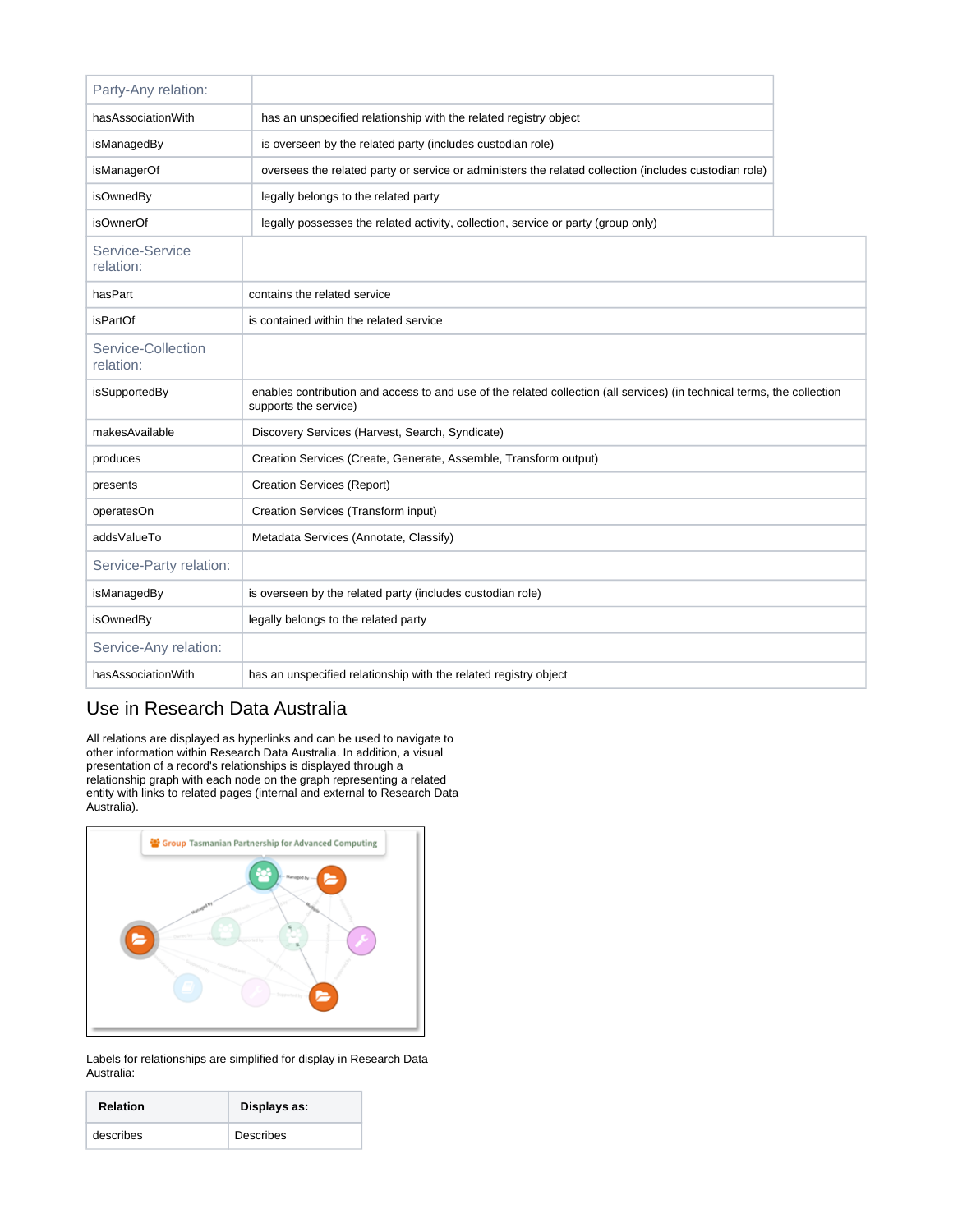| Party-Any relation: | |
|---|---|
| hasAssociationWith | has an unspecified relationship with the related registry object |
| isManagedBy | is overseen by the related party (includes custodian role) |
| isManagerOf | oversees the related party or service or administers the related collection (includes custodian role) |
| isOwnedBy | legally belongs to the related party |
| isOwnerOf | legally possesses the related activity, collection, service or party (group only) |

| Service-Service relation: | |
|---|---|
| hasPart | contains the related service |
| isPartOf | is contained within the related service |
| **Service-Collection relation:** | |
| isSupportedBy | enables contribution and access to and use of the related collection (all services) (in technical terms, the collection supports the service) |
| makesAvailable | Discovery Services (Harvest, Search, Syndicate) |
| produces | Creation Services (Create, Generate, Assemble, Transform output) |
| presents | Creation Services (Report) |
| operatesOn | Creation Services (Transform input) |
| addsValueTo | Metadata Services (Annotate, Classify) |
| **Service-Party relation:** | |
| isManagedBy | is overseen by the related party (includes custodian role) |
| isOwnedBy | legally belongs to the related party |
| **Service-Any relation:** | |
| hasAssociationWith | has an unspecified relationship with the related registry object |

## Use in Research Data Australia

All relations are displayed as hyperlinks and can be used to navigate to other information within Research Data Australia. In addition, a visual presentation of a record's relationships is displayed through a relationship graph with each node on the graph representing a related entity with links to related pages (internal and external to Research Data Australia).

Labels for relationships are simplified for display in Research Data Australia:

| Relation | Displays as: |
|---|---|
| describes | Describes |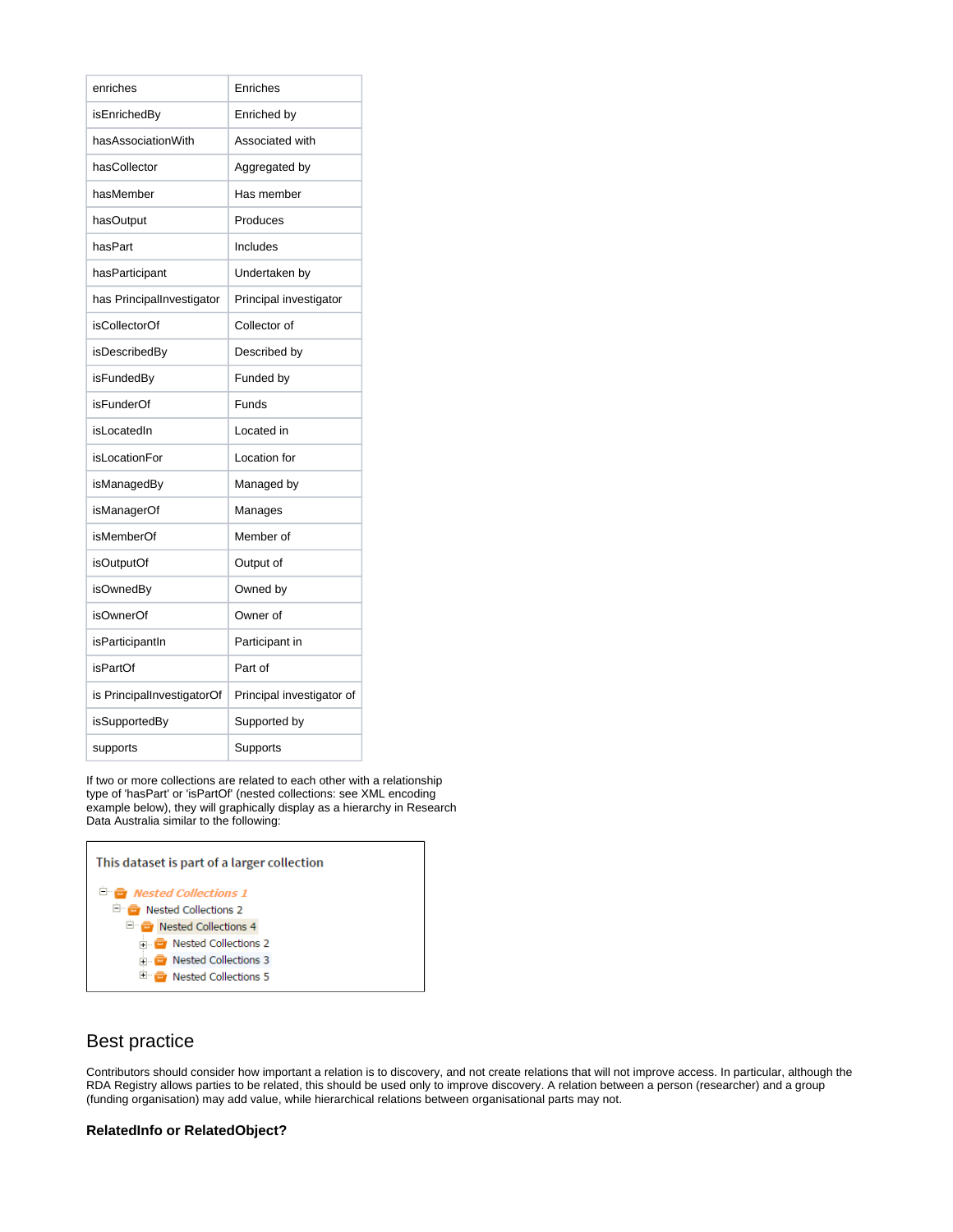| enriches | Enriches |
| --- | --- |
| isEnrichedBy | Enriched by |
| hasAssociationWith | Associated with |
| hasCollector | Aggregated by |
| hasMember | Has member |
| hasOutput | Produces |
| hasPart | Includes |
| hasParticipant | Undertaken by |
| has PrincipalInvestigator | Principal investigator |
| isCollectorOf | Collector of |
| isDescribedBy | Described by |
| isFundedBy | Funded by |
| isFunderOf | Funds |
| isLocatedIn | Located in |
| isLocationFor | Location for |
| isManagedBy | Managed by |
| isManagerOf | Manages |
| isMemberOf | Member of |
| isOutputOf | Output of |
| isOwnedBy | Owned by |
| isOwnerOf | Owner of |
| isParticipantIn | Participant in |
| isPartOf | Part of |
| is PrincipalInvestigatorOf | Principal investigator of |
| isSupportedBy | Supported by |
| supports | Supports |

If two or more collections are related to each other with a relationship type of 'hasPart' or 'isPartOf' (nested collections: see XML encoding example below), they will graphically display as a hierarchy in Research Data Australia similar to the following:

This dataset is part of a larger collection

- *Nested Collections 1*
  - Nested Collections 2
    - Nested Collections 4
      - Nested Collections 2
      - Nested Collections 3
      - Nested Collections 5

## Best practice

Contributors should consider how important a relation is to discovery, and not create relations that will not improve access. In particular, although the RDA Registry allows parties to be related, this should be used only to improve discovery. A relation between a person (researcher) and a group (funding organisation) may add value, while hierarchical relations between organisational parts may not.

### RelatedInfo or RelatedObject?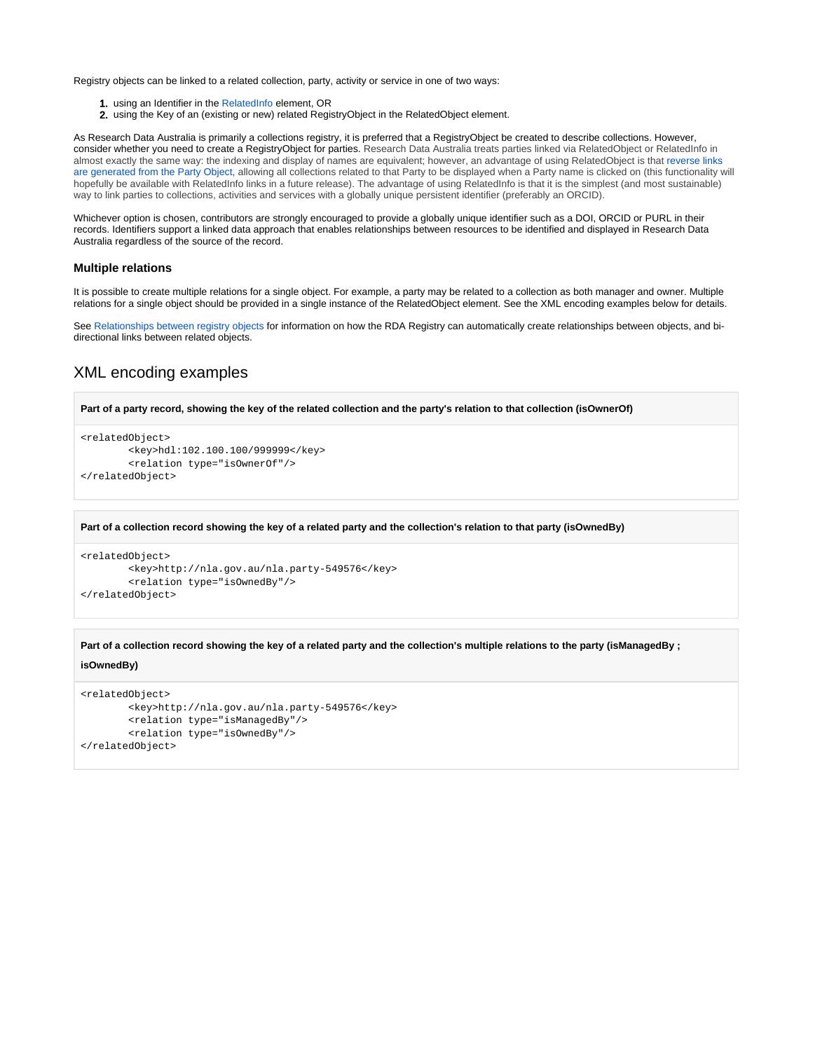Registry objects can be linked to a related collection, party, activity or service in one of two ways:

1. using an Identifier in the RelatedInfo element, OR
2. using the Key of an (existing or new) related RegistryObject in the RelatedObject element.

As Research Data Australia is primarily a collections registry, it is preferred that a RegistryObject be created to describe collections. However, consider whether you need to create a RegistryObject for parties. Research Data Australia treats parties linked via RelatedObject or RelatedInfo in almost exactly the same way: the indexing and display of names are equivalent; however, an advantage of using RelatedObject is that reverse links are generated from the Party Object, allowing all collections related to that Party to be displayed when a Party name is clicked on (this functionality will hopefully be available with RelatedInfo links in a future release). The advantage of using RelatedInfo is that it is the simplest (and most sustainable) way to link parties to collections, activities and services with a globally unique persistent identifier (preferably an ORCID).

Whichever option is chosen, contributors are strongly encouraged to provide a globally unique identifier such as a DOI, ORCID or PURL in their records. Identifiers support a linked data approach that enables relationships between resources to be identified and displayed in Research Data Australia regardless of the source of the record.

### Multiple relations

It is possible to create multiple relations for a single object. For example, a party may be related to a collection as both manager and owner. Multiple relations for a single object should be provided in a single instance of the RelatedObject element. See the XML encoding examples below for details.

See Relationships between registry objects for information on how the RDA Registry can automatically create relationships between objects, and bi-directional links between related objects.

## XML encoding examples

**Part of a party record, showing the key of the related collection and the party's relation to that collection (isOwnerOf)**

```
<relatedObject>
        <key>hdl:102.100.100/999999</key>
        <relation type="isOwnerOf"/>
</relatedObject>
```

**Part of a collection record showing the key of a related party and the collection's relation to that party (isOwnedBy)**

```
<relatedObject>
        <key>http://nla.gov.au/nla.party-549576</key>
        <relation type="isOwnedBy"/>
</relatedObject>
```

**Part of a collection record showing the key of a related party and the collection's multiple relations to the party (isManagedBy ; isOwnedBy)**

```
<relatedObject>
        <key>http://nla.gov.au/nla.party-549576</key>
        <relation type="isManagedBy"/>
        <relation type="isOwnedBy"/>
</relatedObject>
```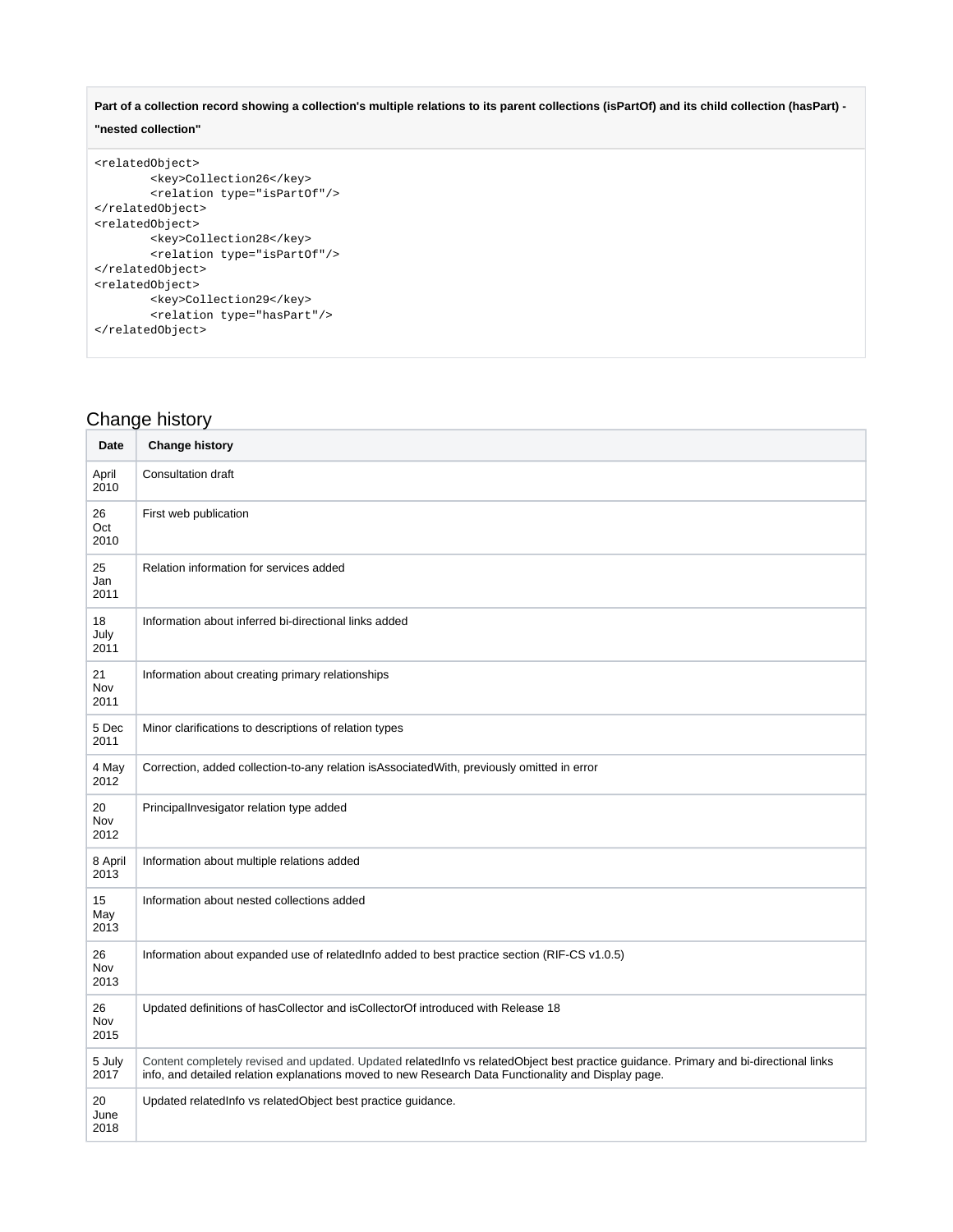**Part of a collection record showing a collection's multiple relations to its parent collections (isPartOf) and its child collection (hasPart) - "nested collection"**

```
<relatedObject>
        <key>Collection26</key>
        <relation type="isPartOf"/>
</relatedObject>
<relatedObject>
        <key>Collection28</key>
        <relation type="isPartOf"/>
</relatedObject>
<relatedObject>
        <key>Collection29</key>
        <relation type="hasPart"/>
</relatedObject>
```

## Change history

| Date | Change history |
|---|---|
| April 2010 | Consultation draft |
| 26 Oct 2010 | First web publication |
| 25 Jan 2011 | Relation information for services added |
| 18 July 2011 | Information about inferred bi-directional links added |
| 21 Nov 2011 | Information about creating primary relationships |
| 5 Dec 2011 | Minor clarifications to descriptions of relation types |
| 4 May 2012 | Correction, added collection-to-any relation isAssociatedWith, previously omitted in error |
| 20 Nov 2012 | PrincipalInvesigator relation type added |
| 8 April 2013 | Information about multiple relations added |
| 15 May 2013 | Information about nested collections added |
| 26 Nov 2013 | Information about expanded use of relatedInfo added to best practice section (RIF-CS v1.0.5) |
| 26 Nov 2015 | Updated definitions of hasCollector and isCollectorOf introduced with Release 18 |
| 5 July 2017 | Content completely revised and updated. Updated relatedInfo vs relatedObject best practice guidance. Primary and bi-directional links info, and detailed relation explanations moved to new Research Data Functionality and Display page. |
| 20 June 2018 | Updated relatedInfo vs relatedObject best practice guidance. |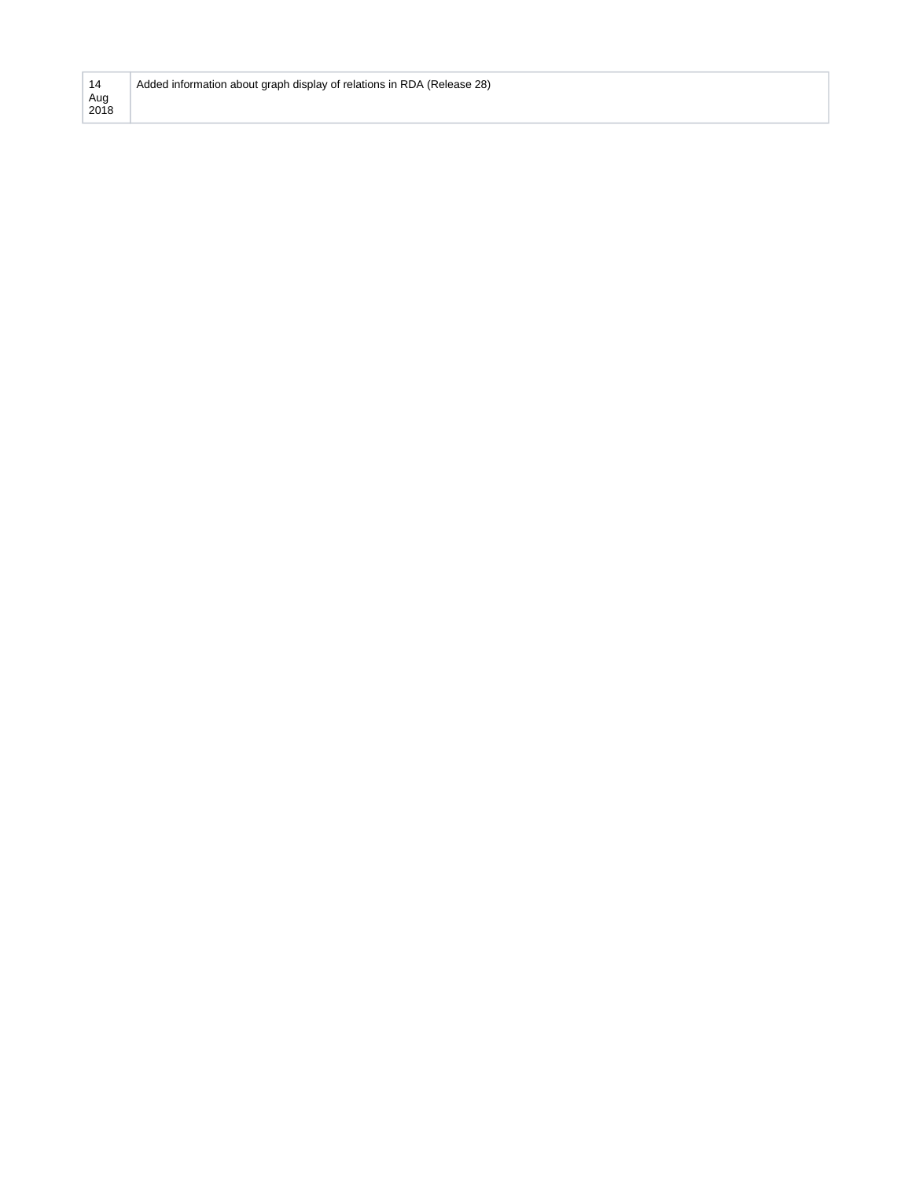| | |
|---|---|
| 14 Aug 2018 | Added information about graph display of relations in RDA (Release 28) |